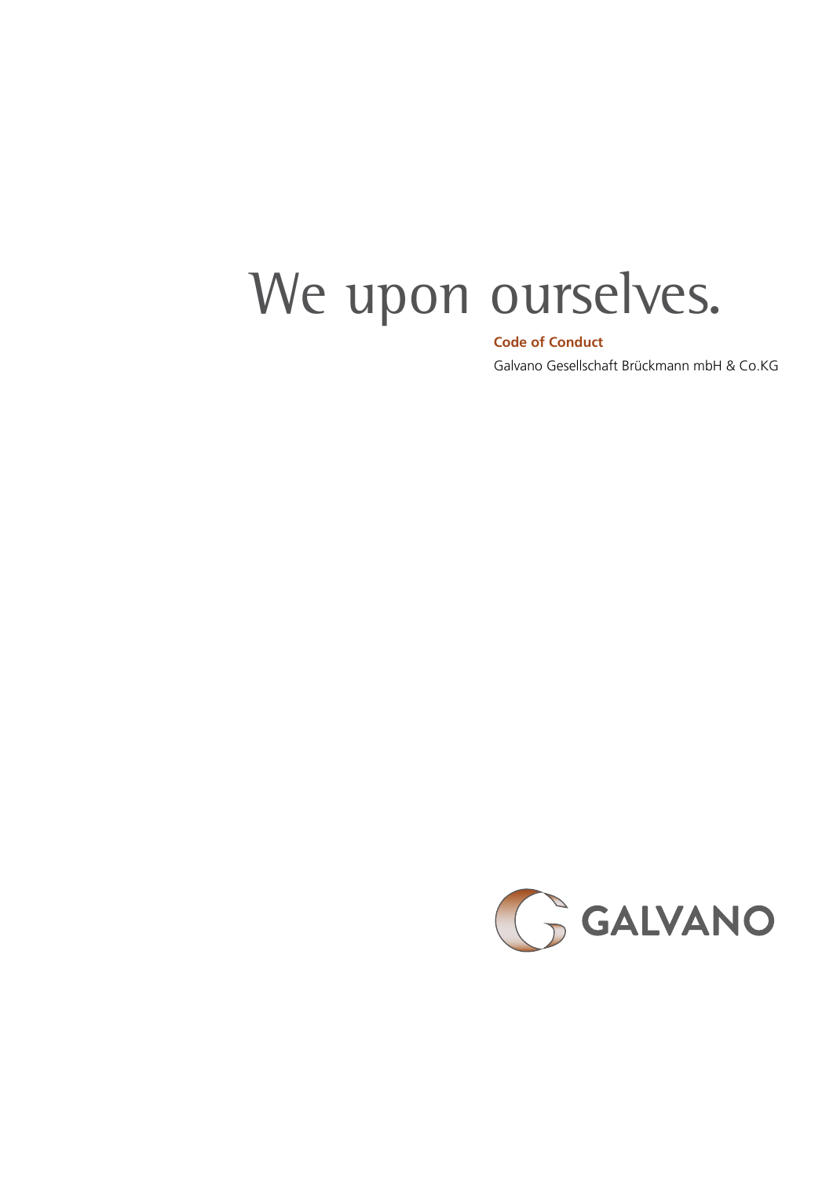# We upon ourselves.

**Code of Conduct**

Galvano Gesellschaft Brückmann mbH & Co.KG

GALVANO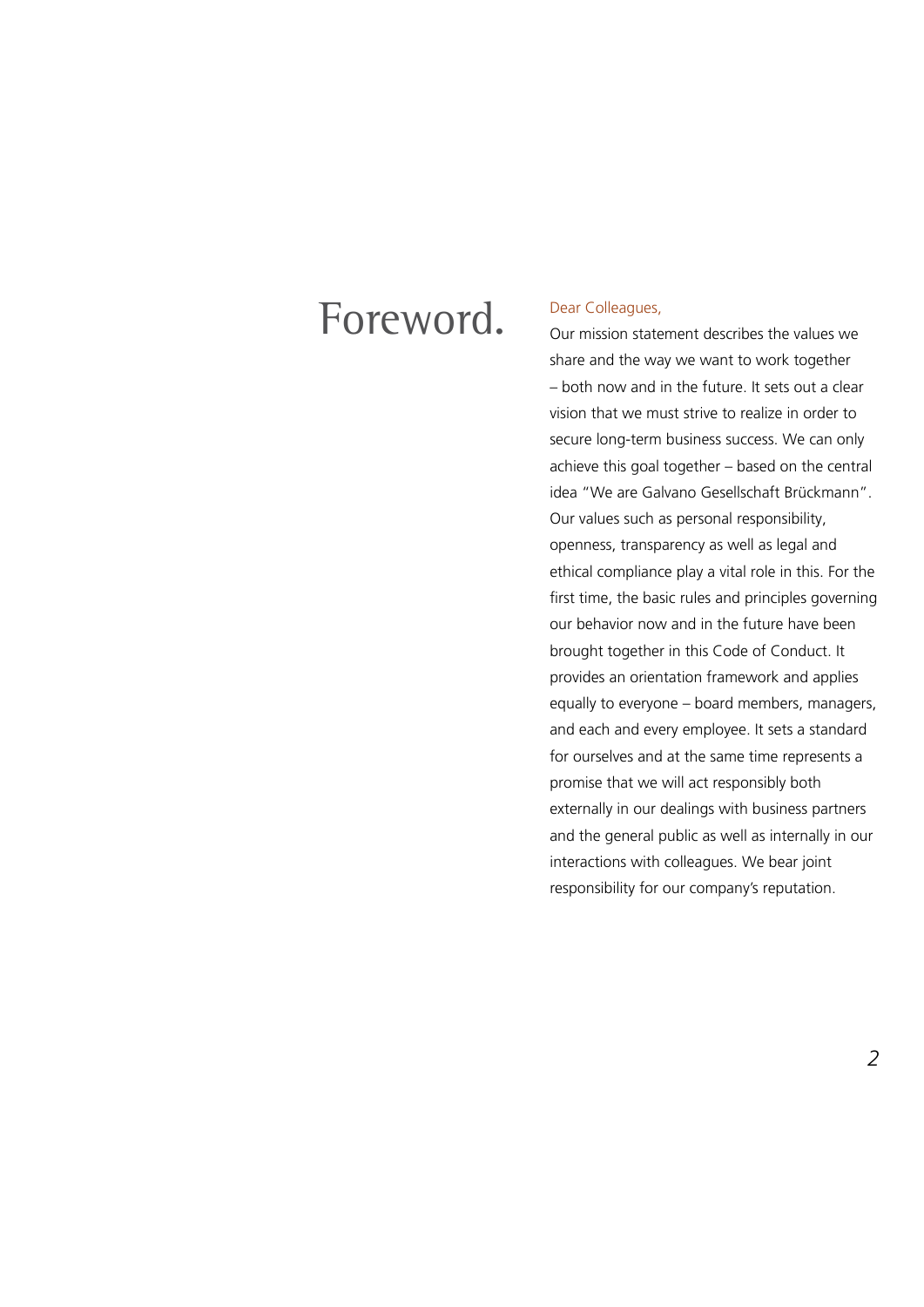# Foreword.

Dear Colleagues,

Our mission statement describes the values we share and the way we want to work together – both now and in the future. It sets out a clear vision that we must strive to realize in order to secure long-term business success. We can only achieve this goal together – based on the central idea "We are Galvano Gesellschaft Brückmann". Our values such as personal responsibility, openness, transparency as well as legal and ethical compliance play a vital role in this. For the first time, the basic rules and principles governing our behavior now and in the future have been brought together in this Code of Conduct. It provides an orientation framework and applies equally to everyone – board members, managers, and each and every employee. It sets a standard for ourselves and at the same time represents a promise that we will act responsibly both externally in our dealings with business partners and the general public as well as internally in our interactions with colleagues. We bear joint responsibility for our company's reputation.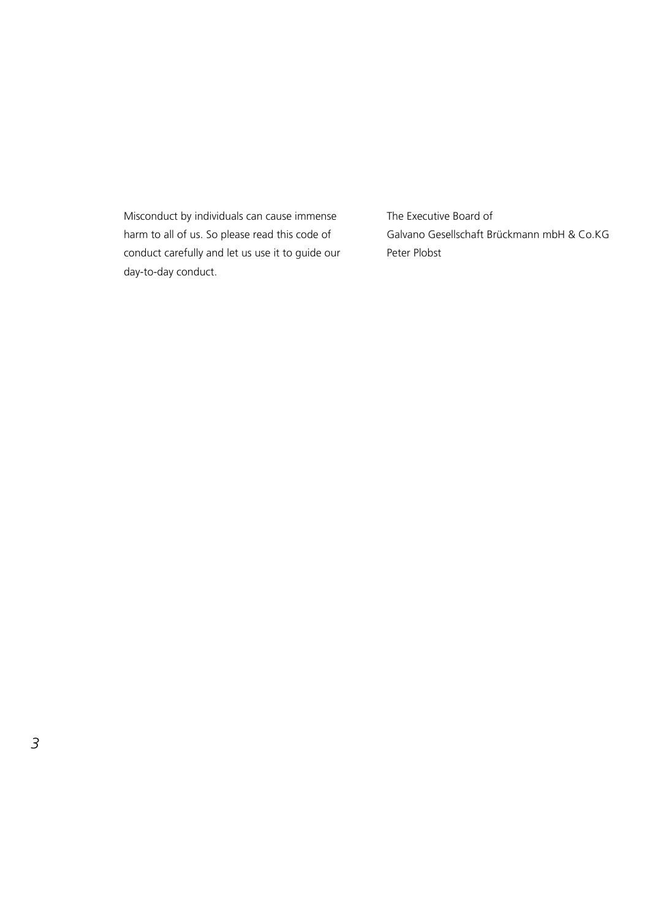Misconduct by individuals can cause immense harm to all of us. So please read this code of conduct carefully and let us use it to guide our day-to-day conduct.

The Executive Board of
Galvano Gesellschaft Brückmann mbH & Co.KG
Peter Plobst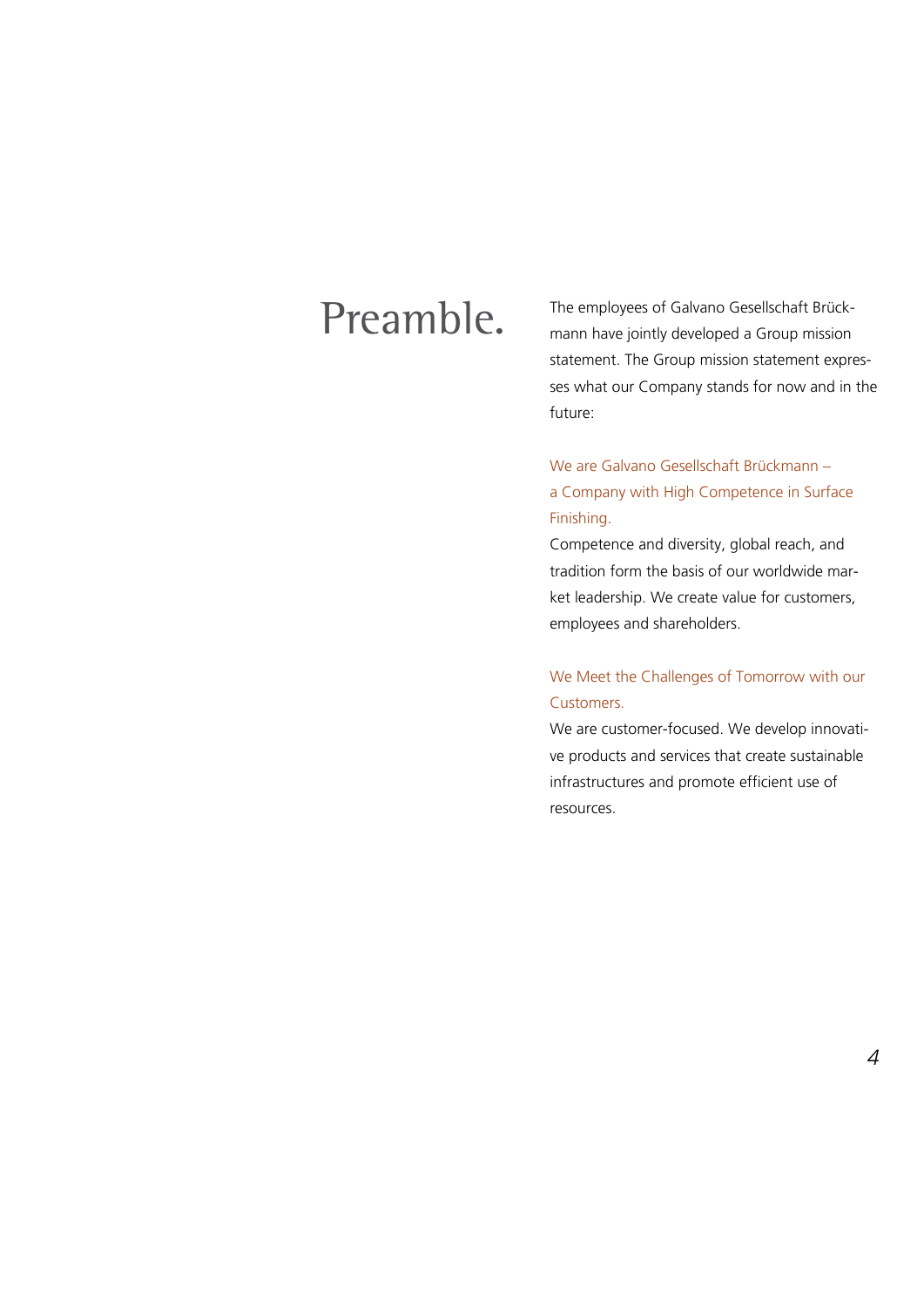# Preamble.

The employees of Galvano Gesellschaft Brückmann have jointly developed a Group mission statement. The Group mission statement expresses what our Company stands for now and in the future:

## We are Galvano Gesellschaft Brückmann – a Company with High Competence in Surface Finishing.

Competence and diversity, global reach, and tradition form the basis of our worldwide market leadership. We create value for customers, employees and shareholders.

## We Meet the Challenges of Tomorrow with our Customers.

We are customer-focused. We develop innovative products and services that create sustainable infrastructures and promote efficient use of resources.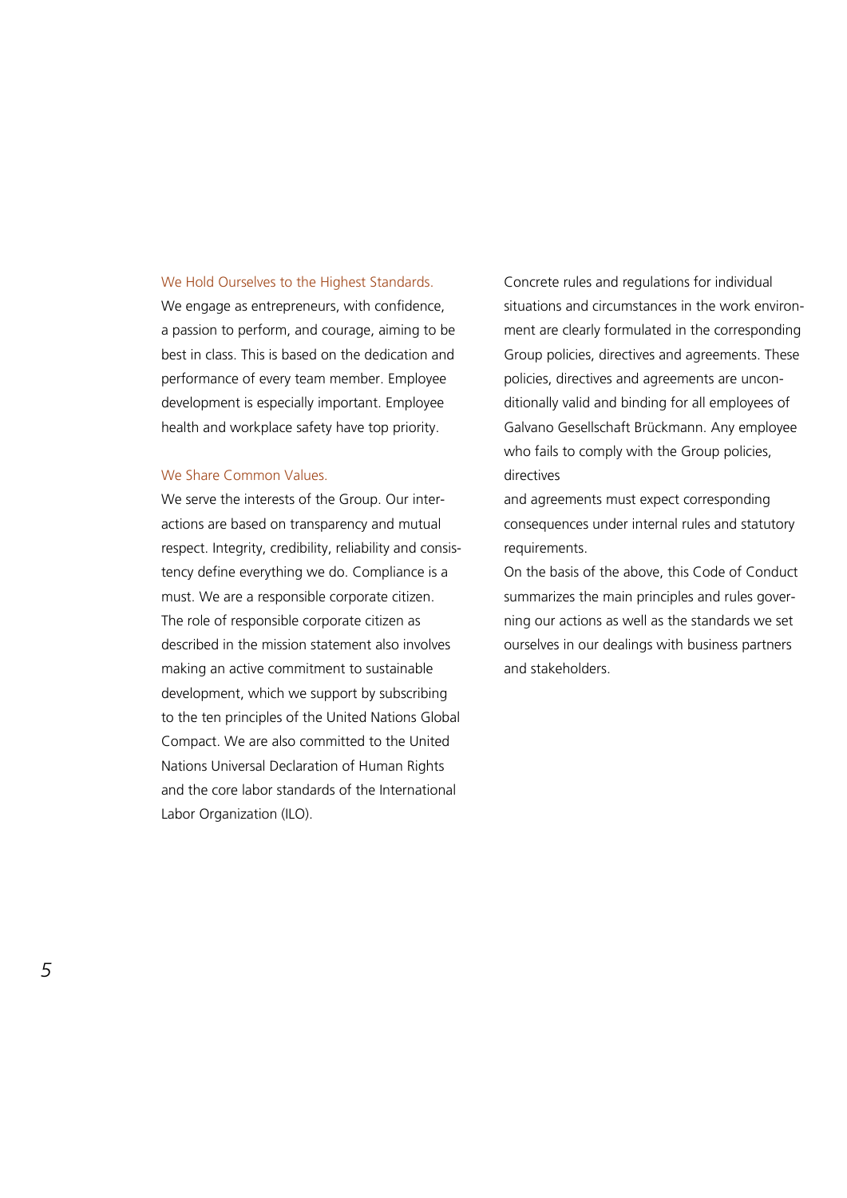### We Hold Ourselves to the Highest Standards.

We engage as entrepreneurs, with confidence, a passion to perform, and courage, aiming to be best in class. This is based on the dedication and performance of every team member. Employee development is especially important. Employee health and workplace safety have top priority.

### We Share Common Values.

We serve the interests of the Group. Our interactions are based on transparency and mutual respect. Integrity, credibility, reliability and consistency define everything we do. Compliance is a must. We are a responsible corporate citizen. The role of responsible corporate citizen as described in the mission statement also involves making an active commitment to sustainable development, which we support by subscribing to the ten principles of the United Nations Global Compact. We are also committed to the United Nations Universal Declaration of Human Rights and the core labor standards of the International Labor Organization (ILO).

Concrete rules and regulations for individual situations and circumstances in the work environment are clearly formulated in the corresponding Group policies, directives and agreements. These policies, directives and agreements are unconditionally valid and binding for all employees of Galvano Gesellschaft Brückmann. Any employee who fails to comply with the Group policies, directives and agreements must expect corresponding consequences under internal rules and statutory requirements.

On the basis of the above, this Code of Conduct summarizes the main principles and rules governing our actions as well as the standards we set ourselves in our dealings with business partners and stakeholders.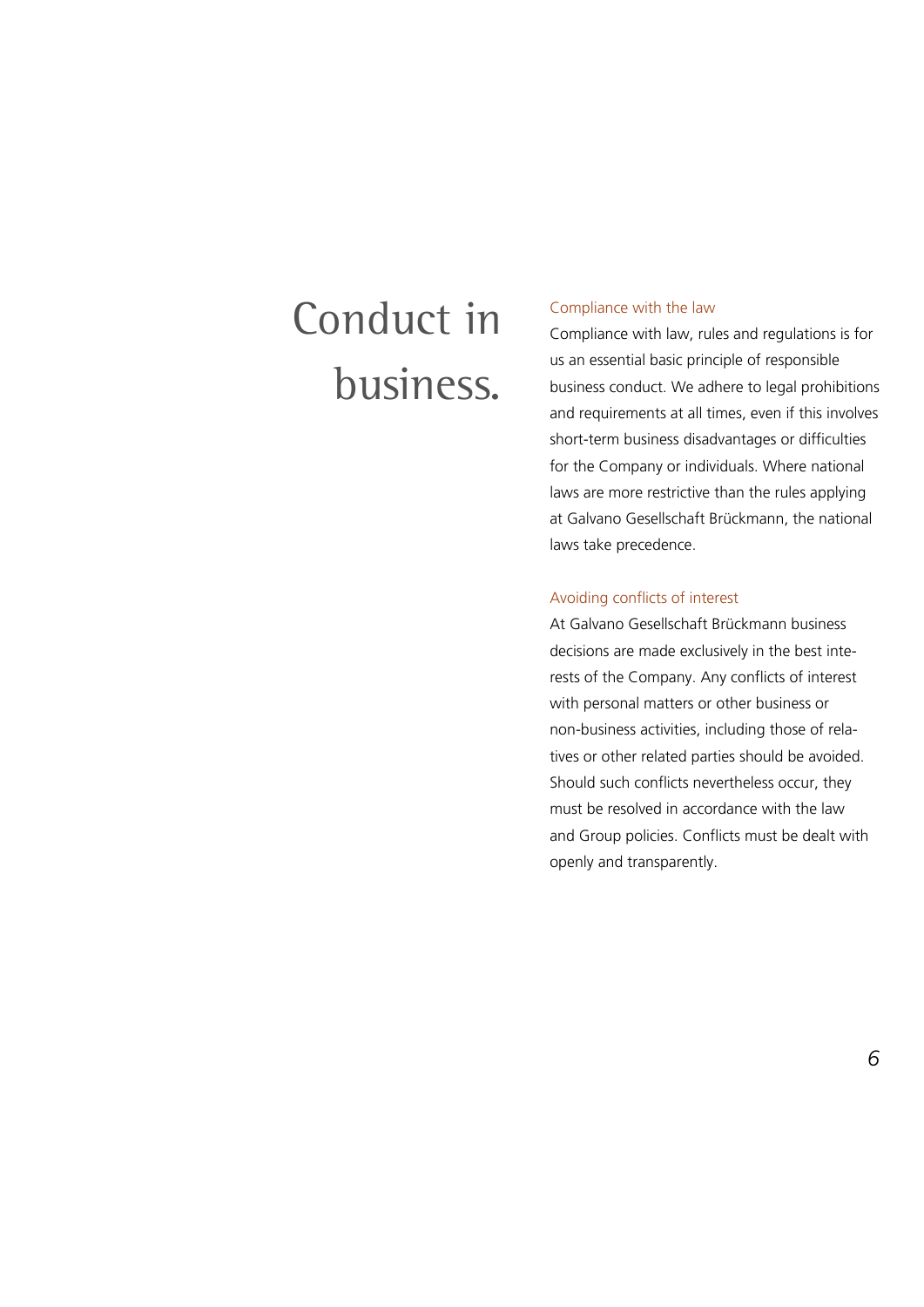# Conduct in business.

## Compliance with the law

Compliance with law, rules and regulations is for us an essential basic principle of responsible business conduct. We adhere to legal prohibitions and requirements at all times, even if this involves short-term business disadvantages or difficulties for the Company or individuals. Where national laws are more restrictive than the rules applying at Galvano Gesellschaft Brückmann, the national laws take precedence.

## Avoiding conflicts of interest

At Galvano Gesellschaft Brückmann business decisions are made exclusively in the best interests of the Company. Any conflicts of interest with personal matters or other business or non-business activities, including those of relatives or other related parties should be avoided. Should such conflicts nevertheless occur, they must be resolved in accordance with the law and Group policies. Conflicts must be dealt with openly and transparently.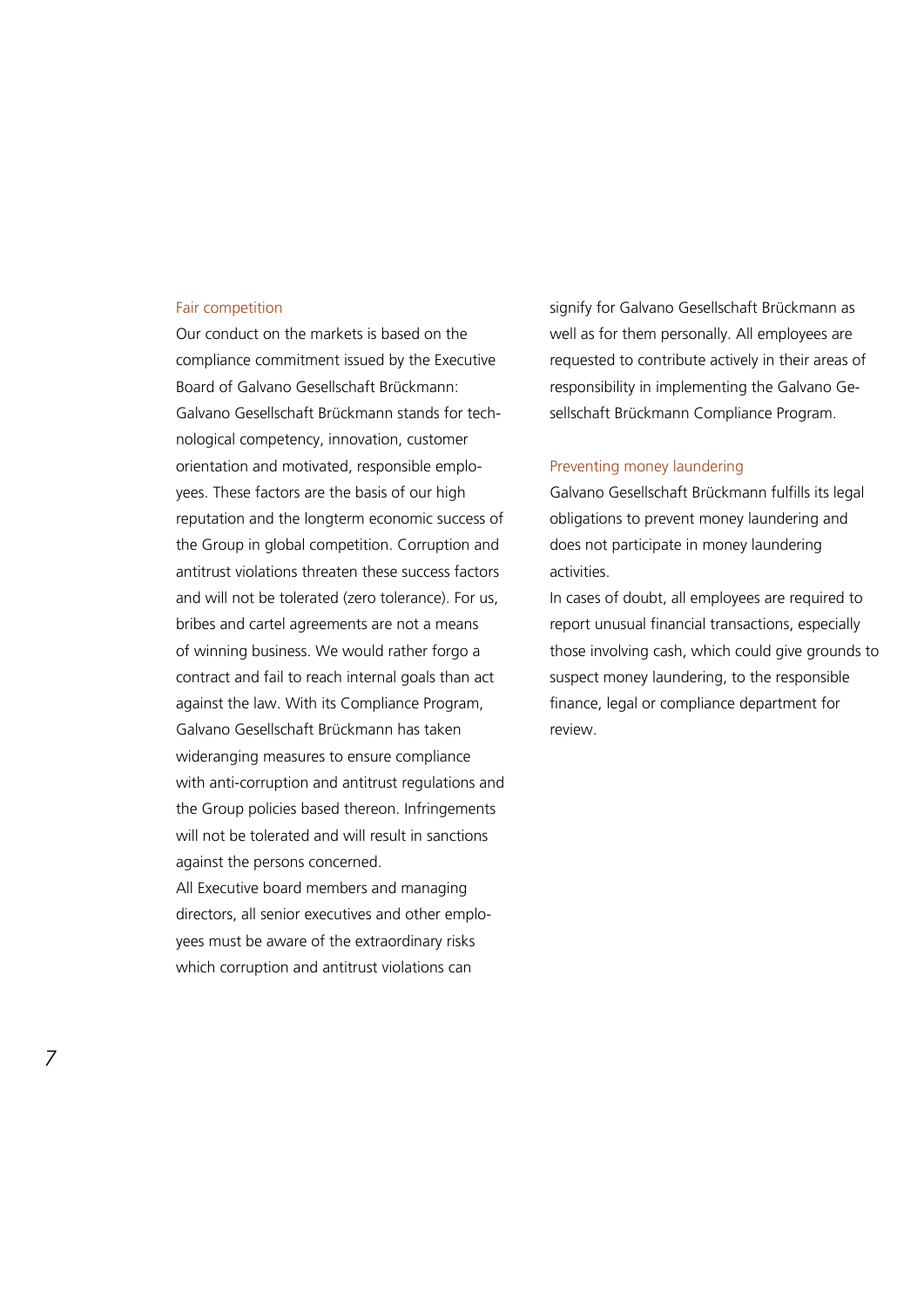## Fair competition

Our conduct on the markets is based on the compliance commitment issued by the Executive Board of Galvano Gesellschaft Brückmann: Galvano Gesellschaft Brückmann stands for technological competency, innovation, customer orientation and motivated, responsible employees. These factors are the basis of our high reputation and the longterm economic success of the Group in global competition. Corruption and antitrust violations threaten these success factors and will not be tolerated (zero tolerance). For us, bribes and cartel agreements are not a means of winning business. We would rather forgo a contract and fail to reach internal goals than act against the law. With its Compliance Program, Galvano Gesellschaft Brückmann has taken wideranging measures to ensure compliance with anti-corruption and antitrust regulations and the Group policies based thereon. Infringements will not be tolerated and will result in sanctions against the persons concerned.

All Executive board members and managing directors, all senior executives and other employees must be aware of the extraordinary risks which corruption and antitrust violations can signify for Galvano Gesellschaft Brückmann as well as for them personally. All employees are requested to contribute actively in their areas of responsibility in implementing the Galvano Gesellschaft Brückmann Compliance Program.

## Preventing money laundering

Galvano Gesellschaft Brückmann fulfills its legal obligations to prevent money laundering and does not participate in money laundering activities.

In cases of doubt, all employees are required to report unusual financial transactions, especially those involving cash, which could give grounds to suspect money laundering, to the responsible finance, legal or compliance department for review.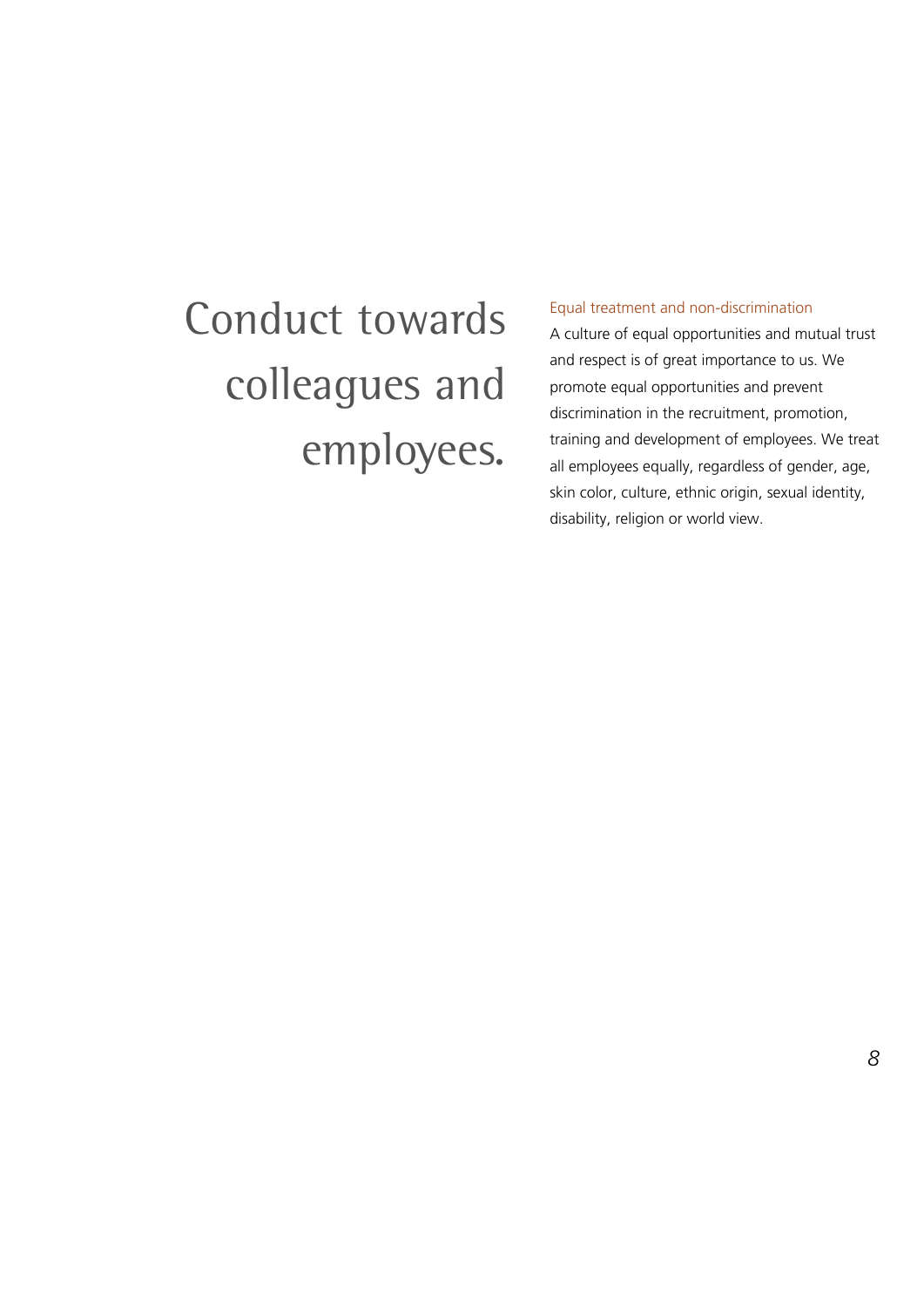# Conduct towards colleagues and employees.

### Equal treatment and non-discrimination

A culture of equal opportunities and mutual trust and respect is of great importance to us. We promote equal opportunities and prevent discrimination in the recruitment, promotion, training and development of employees. We treat all employees equally, regardless of gender, age, skin color, culture, ethnic origin, sexual identity, disability, religion or world view.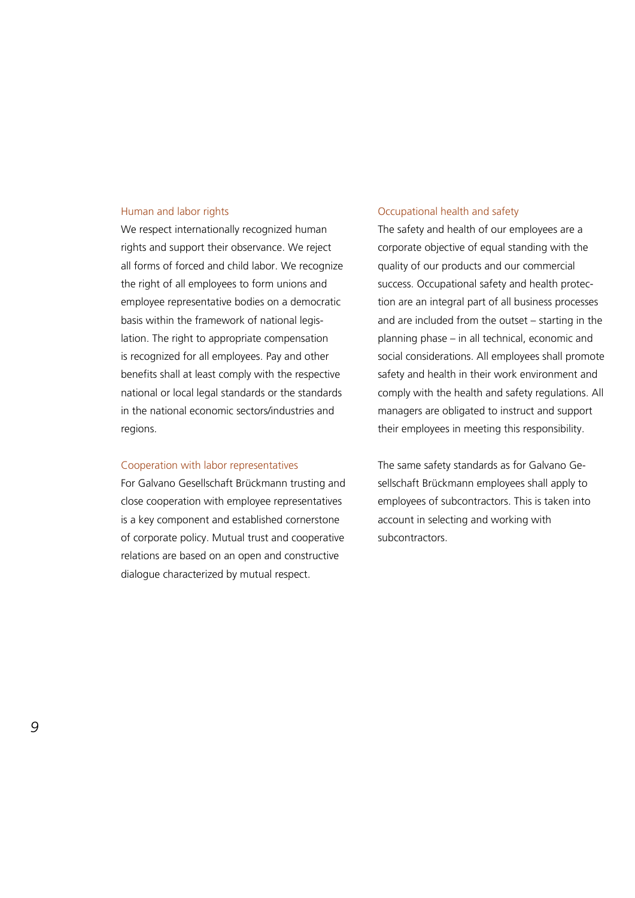### Human and labor rights

We respect internationally recognized human rights and support their observance. We reject all forms of forced and child labor. We recognize the right of all employees to form unions and employee representative bodies on a democratic basis within the framework of national legislation. The right to appropriate compensation is recognized for all employees. Pay and other benefits shall at least comply with the respective national or local legal standards or the standards in the national economic sectors/industries and regions.

### Cooperation with labor representatives

For Galvano Gesellschaft Brückmann trusting and close cooperation with employee representatives is a key component and established cornerstone of corporate policy. Mutual trust and cooperative relations are based on an open and constructive dialogue characterized by mutual respect.

### Occupational health and safety

The safety and health of our employees are a corporate objective of equal standing with the quality of our products and our commercial success. Occupational safety and health protection are an integral part of all business processes and are included from the outset – starting in the planning phase – in all technical, economic and social considerations. All employees shall promote safety and health in their work environment and comply with the health and safety regulations. All managers are obligated to instruct and support their employees in meeting this responsibility.

The same safety standards as for Galvano Gesellschaft Brückmann employees shall apply to employees of subcontractors. This is taken into account in selecting and working with subcontractors.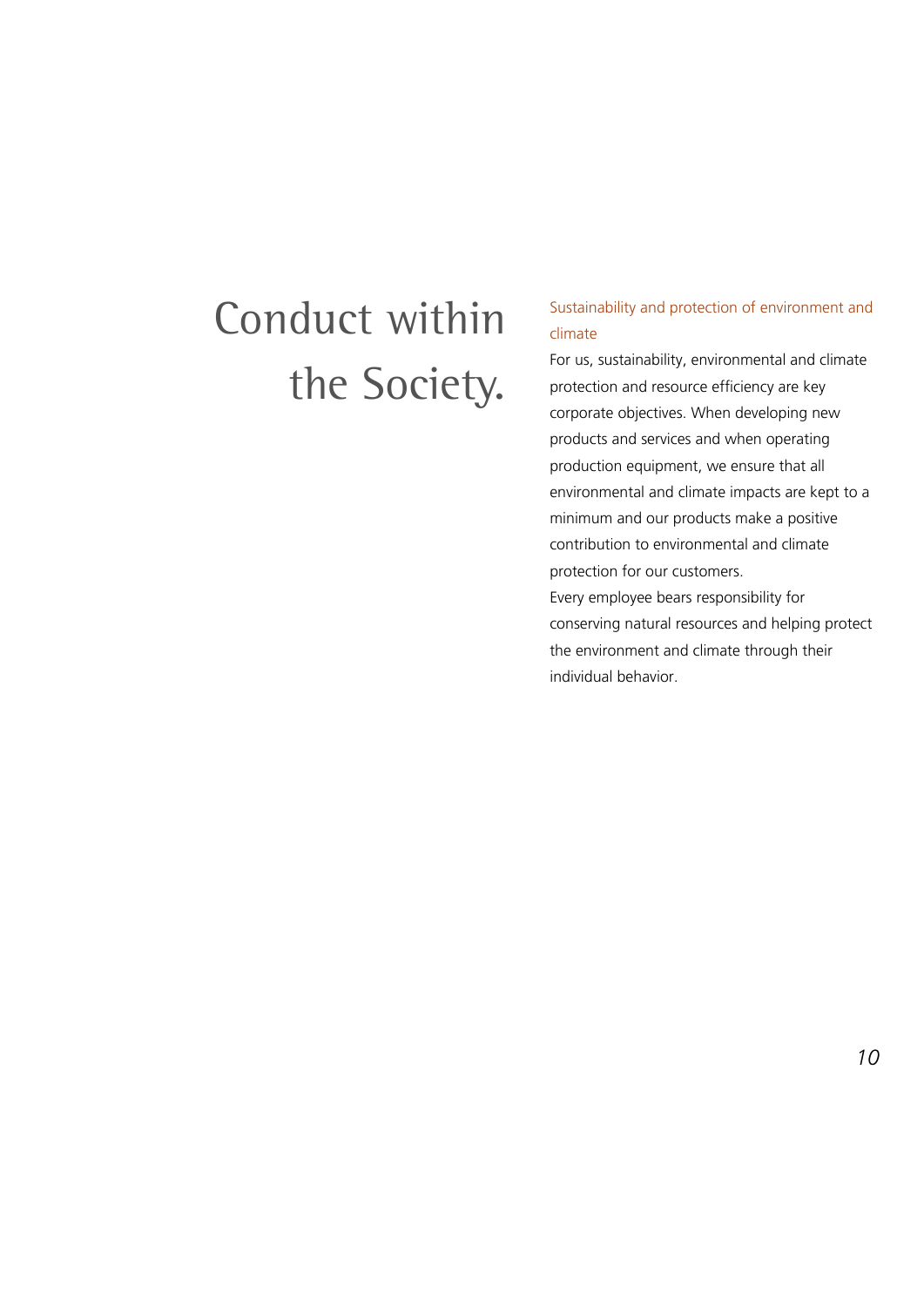# Conduct within the Society.

### Sustainability and protection of environment and climate

For us, sustainability, environmental and climate protection and resource efficiency are key corporate objectives. When developing new products and services and when operating production equipment, we ensure that all environmental and climate impacts are kept to a minimum and our products make a positive contribution to environmental and climate protection for our customers.
Every employee bears responsibility for conserving natural resources and helping protect the environment and climate through their individual behavior.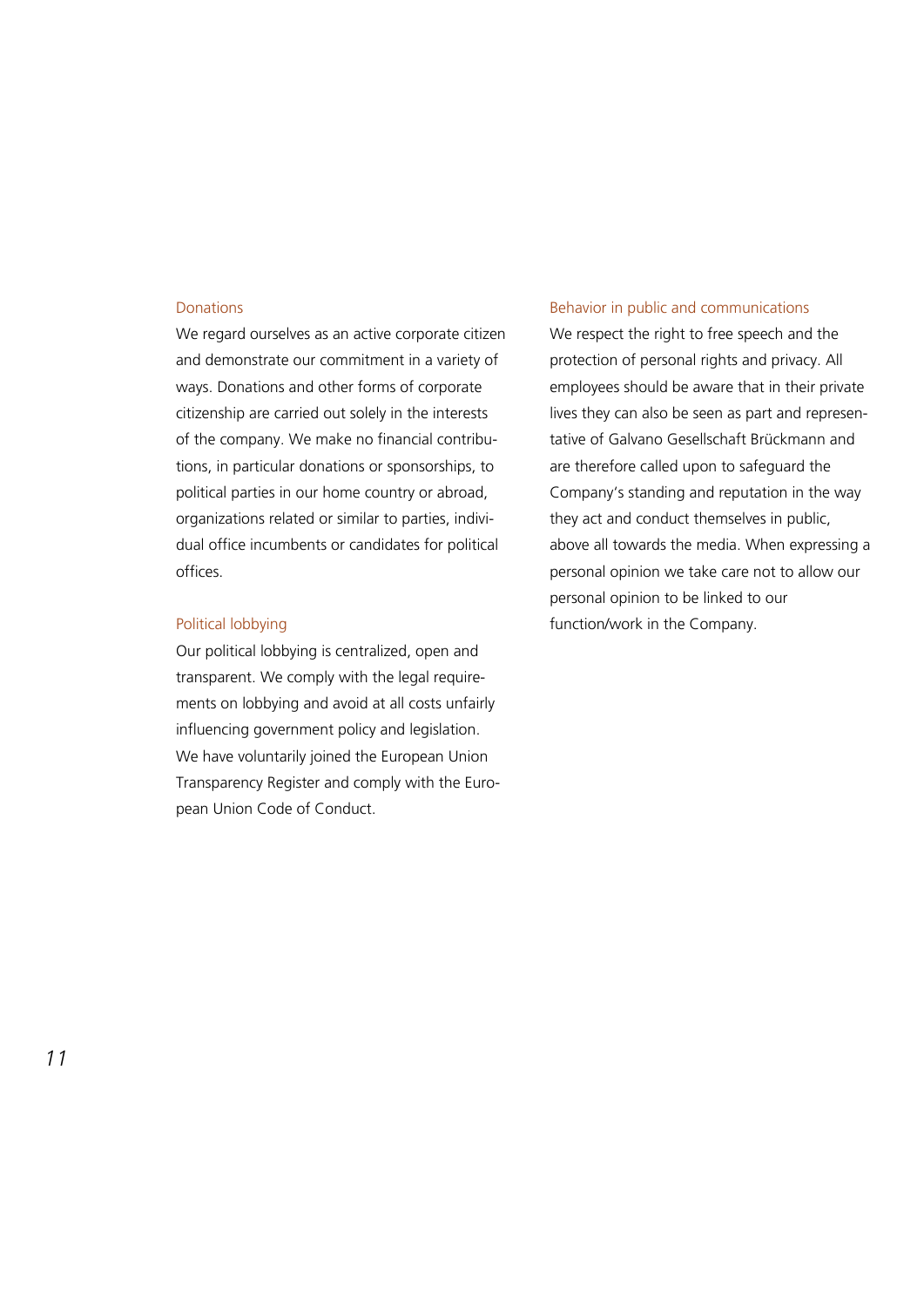### Donations

We regard ourselves as an active corporate citizen and demonstrate our commitment in a variety of ways. Donations and other forms of corporate citizenship are carried out solely in the interests of the company. We make no financial contributions, in particular donations or sponsorships, to political parties in our home country or abroad, organizations related or similar to parties, individual office incumbents or candidates for political offices.

### Political lobbying

Our political lobbying is centralized, open and transparent. We comply with the legal requirements on lobbying and avoid at all costs unfairly influencing government policy and legislation. We have voluntarily joined the European Union Transparency Register and comply with the European Union Code of Conduct.

### Behavior in public and communications

We respect the right to free speech and the protection of personal rights and privacy. All employees should be aware that in their private lives they can also be seen as part and representative of Galvano Gesellschaft Brückmann and are therefore called upon to safeguard the Company's standing and reputation in the way they act and conduct themselves in public, above all towards the media. When expressing a personal opinion we take care not to allow our personal opinion to be linked to our function/work in the Company.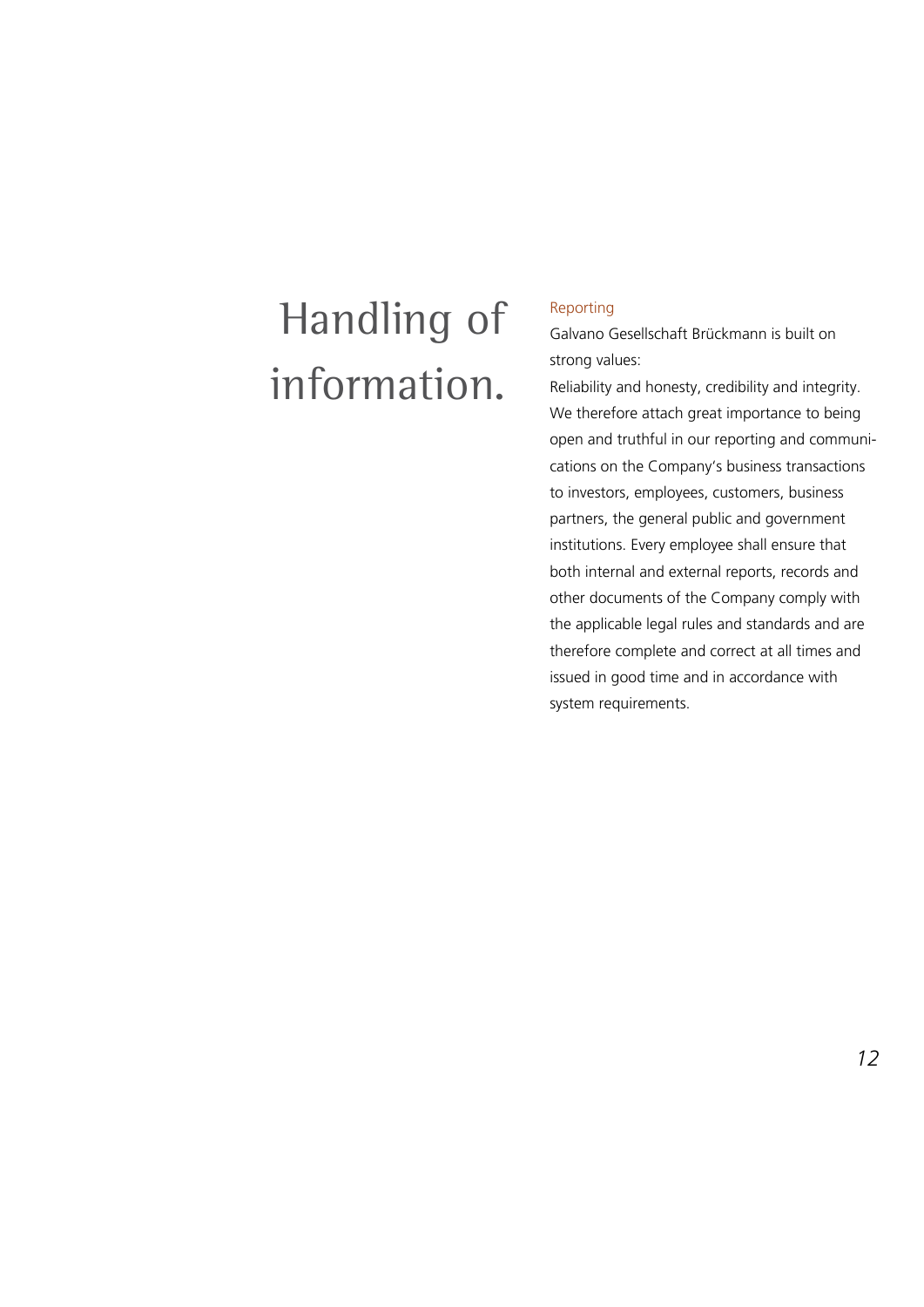# Handling of information.

## Reporting

Galvano Gesellschaft Brückmann is built on strong values:

Reliability and honesty, credibility and integrity. We therefore attach great importance to being open and truthful in our reporting and communications on the Company's business transactions to investors, employees, customers, business partners, the general public and government institutions. Every employee shall ensure that both internal and external reports, records and other documents of the Company comply with the applicable legal rules and standards and are therefore complete and correct at all times and issued in good time and in accordance with system requirements.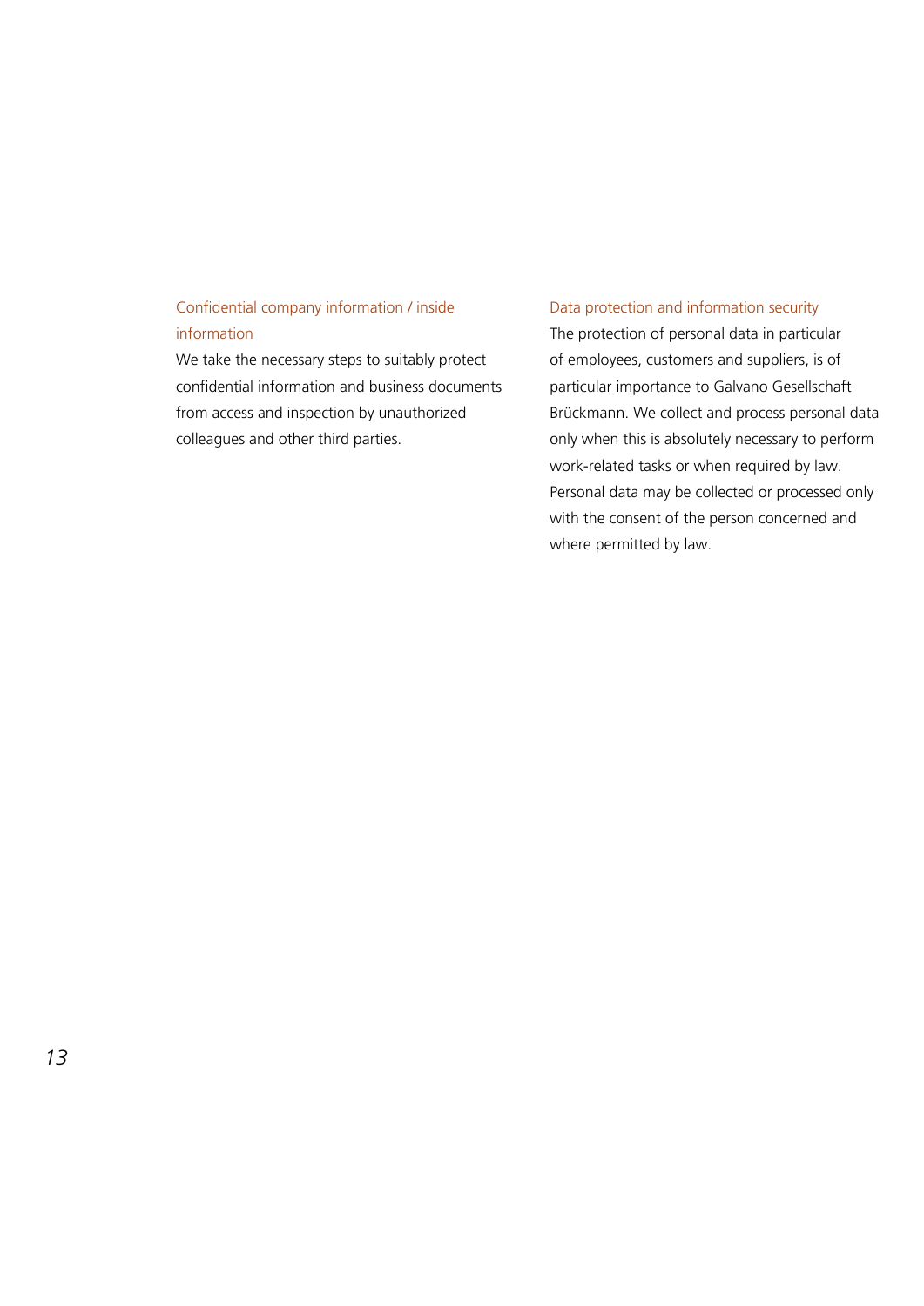### Confidential company information / inside information

We take the necessary steps to suitably protect confidential information and business documents from access and inspection by unauthorized colleagues and other third parties.

### Data protection and information security

The protection of personal data in particular of employees, customers and suppliers, is of particular importance to Galvano Gesellschaft Brückmann. We collect and process personal data only when this is absolutely necessary to perform work-related tasks or when required by law. Personal data may be collected or processed only with the consent of the person concerned and where permitted by law.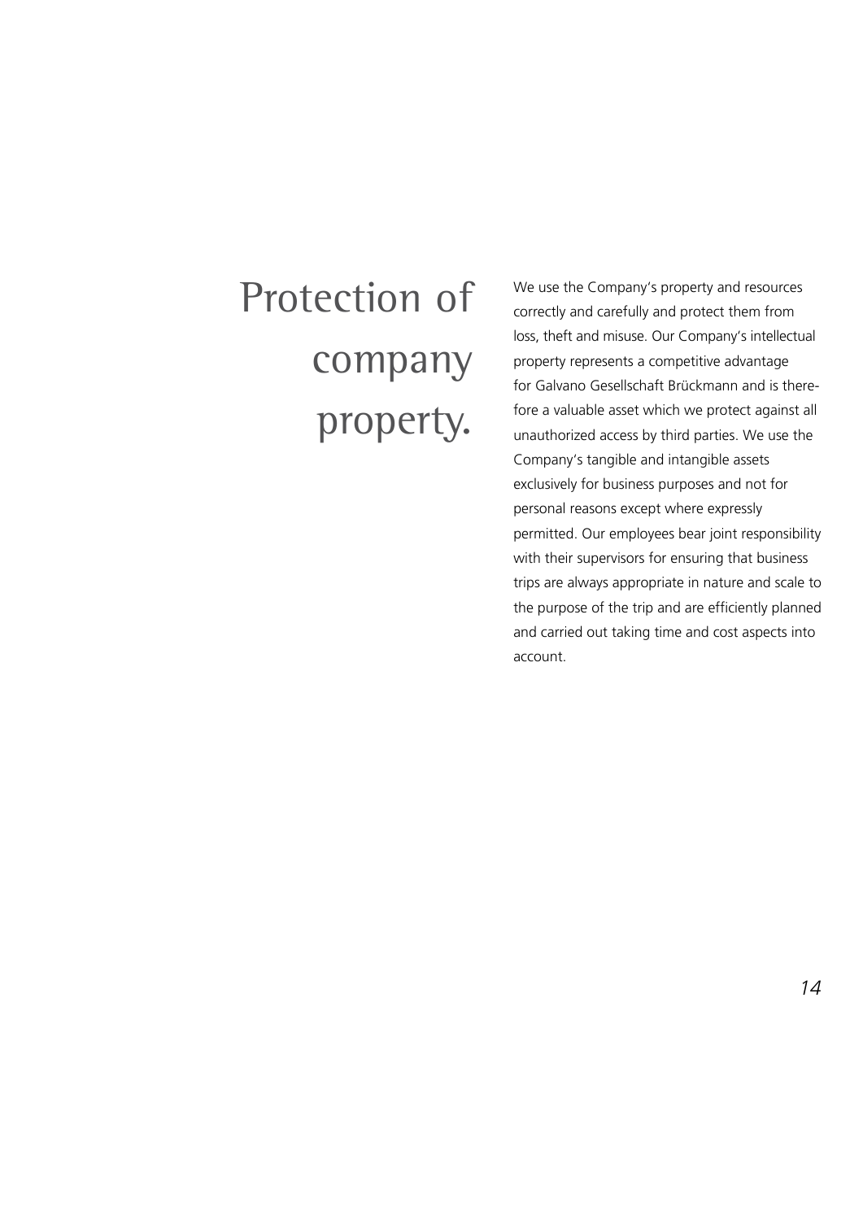# Protection of company property.

We use the Company's property and resources correctly and carefully and protect them from loss, theft and misuse. Our Company's intellectual property represents a competitive advantage for Galvano Gesellschaft Brückmann and is therefore a valuable asset which we protect against all unauthorized access by third parties. We use the Company's tangible and intangible assets exclusively for business purposes and not for personal reasons except where expressly permitted. Our employees bear joint responsibility with their supervisors for ensuring that business trips are always appropriate in nature and scale to the purpose of the trip and are efficiently planned and carried out taking time and cost aspects into account.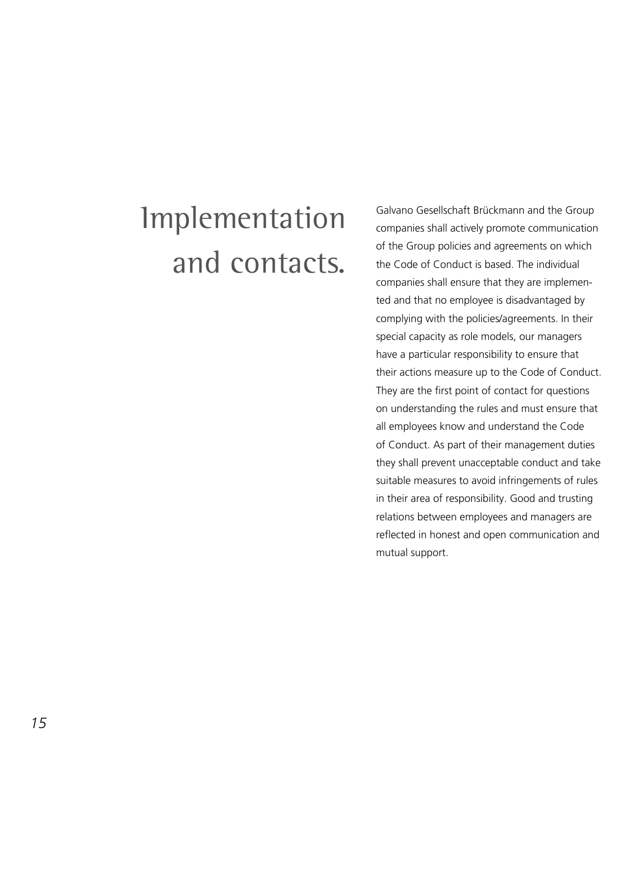# Implementation and contacts.

Galvano Gesellschaft Brückmann and the Group companies shall actively promote communication of the Group policies and agreements on which the Code of Conduct is based. The individual companies shall ensure that they are implemented and that no employee is disadvantaged by complying with the policies/agreements. In their special capacity as role models, our managers have a particular responsibility to ensure that their actions measure up to the Code of Conduct. They are the first point of contact for questions on understanding the rules and must ensure that all employees know and understand the Code of Conduct. As part of their management duties they shall prevent unacceptable conduct and take suitable measures to avoid infringements of rules in their area of responsibility. Good and trusting relations between employees and managers are reflected in honest and open communication and mutual support.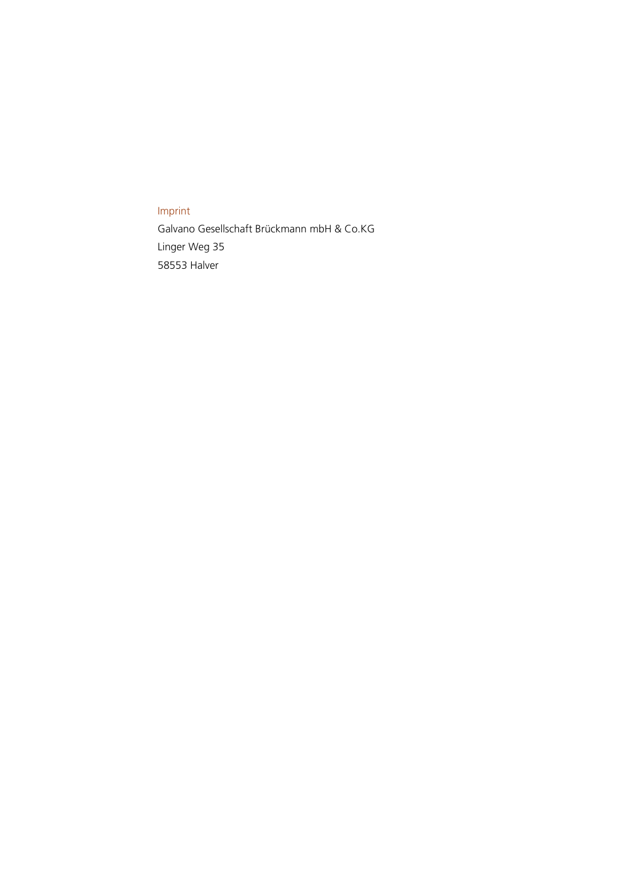## Imprint

Galvano Gesellschaft Brückmann mbH & Co.KG
Linger Weg 35
58553 Halver